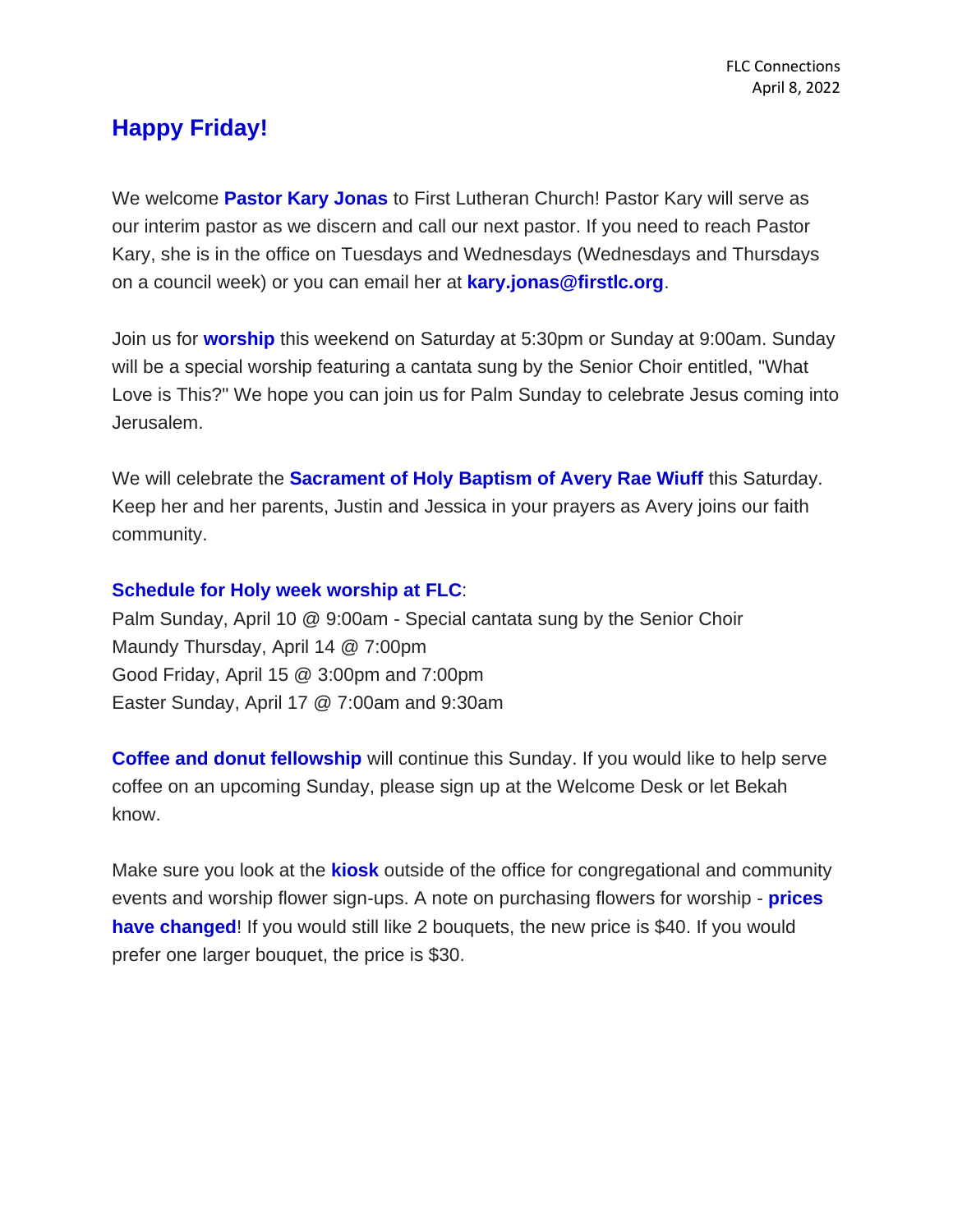FLC Connections
April 8, 2022

# Happy Friday!

We welcome **Pastor Kary Jonas** to First Lutheran Church! Pastor Kary will serve as our interim pastor as we discern and call our next pastor. If you need to reach Pastor Kary, she is in the office on Tuesdays and Wednesdays (Wednesdays and Thursdays on a council week) or you can email her at **kary.jonas@firstlc.org**.

Join us for **worship** this weekend on Saturday at 5:30pm or Sunday at 9:00am. Sunday will be a special worship featuring a cantata sung by the Senior Choir entitled, "What Love is This?" We hope you can join us for Palm Sunday to celebrate Jesus coming into Jerusalem.

We will celebrate the **Sacrament of Holy Baptism of Avery Rae Wiuff** this Saturday. Keep her and her parents, Justin and Jessica in your prayers as Avery joins our faith community.

**Schedule for Holy week worship at FLC**:
Palm Sunday, April 10 @ 9:00am - Special cantata sung by the Senior Choir
Maundy Thursday, April 14 @ 7:00pm
Good Friday, April 15 @ 3:00pm and 7:00pm
Easter Sunday, April 17 @ 7:00am and 9:30am

**Coffee and donut fellowship** will continue this Sunday. If you would like to help serve coffee on an upcoming Sunday, please sign up at the Welcome Desk or let Bekah know.

Make sure you look at the **kiosk** outside of the office for congregational and community events and worship flower sign-ups. A note on purchasing flowers for worship - **prices have changed**! If you would still like 2 bouquets, the new price is $40. If you would prefer one larger bouquet, the price is $30.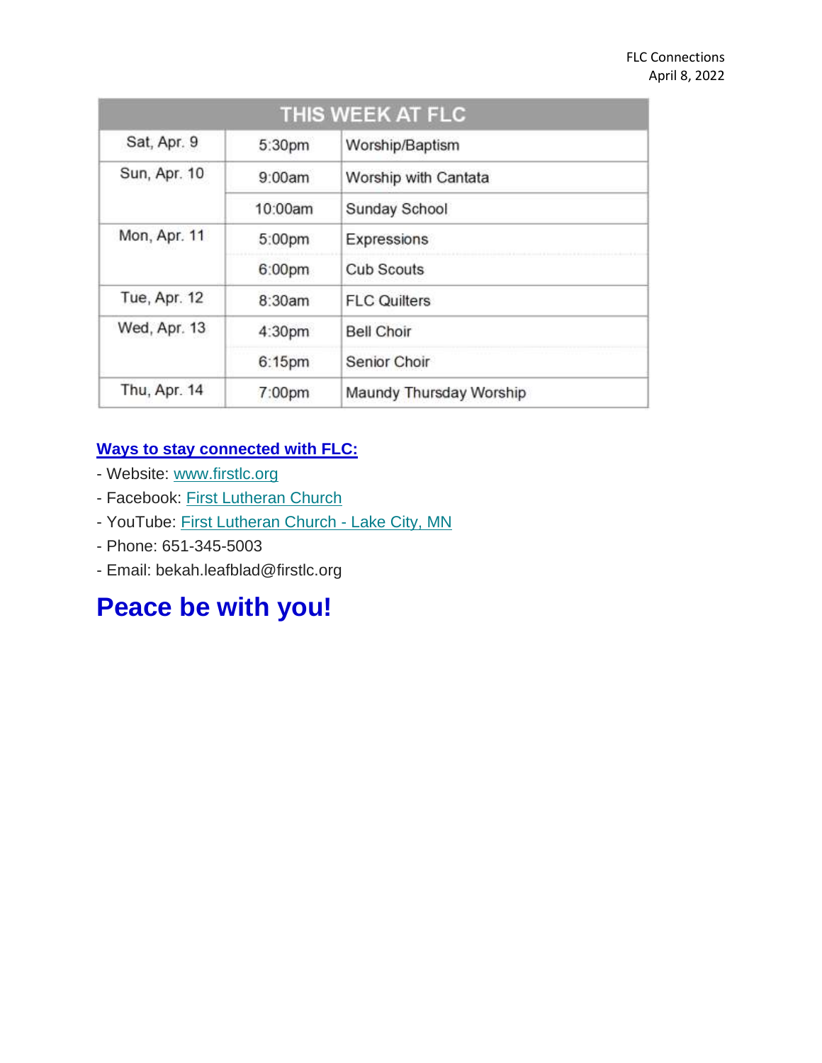| THIS WEEK AT FLC | | |
|---|---|---|
| Sat, Apr. 9 | 5:30pm | Worship/Baptism |
| Sun, Apr. 10 | 9:00am | Worship with Cantata |
| | 10:00am | Sunday School |
| Mon, Apr. 11 | 5:00pm | Expressions |
| | 6:00pm | Cub Scouts |
| Tue, Apr. 12 | 8:30am | FLC Quilters |
| Wed, Apr. 13 | 4:30pm | Bell Choir |
| | 6:15pm | Senior Choir |
| Thu, Apr. 14 | 7:00pm | Maundy Thursday Worship |

**Ways to stay connected with FLC:**

- Website: www.firstlc.org
- Facebook: First Lutheran Church
- YouTube: First Lutheran Church - Lake City, MN
- Phone: 651-345-5003
- Email: bekah.leafblad@firstlc.org

# Peace be with you!